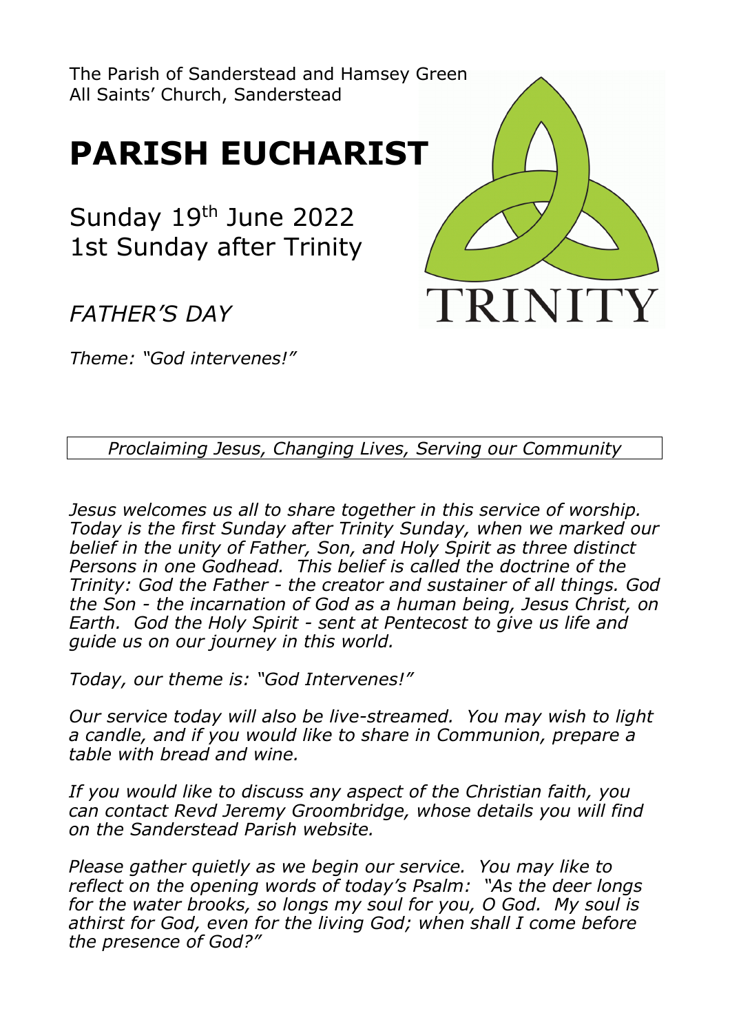The Parish of Sanderstead and Hamsey Green
All Saints' Church, Sanderstead

# PARISH EUCHARIST

Sunday 19th June 2022
1st Sunday after Trinity

TRINITY

*FATHER'S DAY*

*Theme: "God intervenes!"*

*Proclaiming Jesus, Changing Lives, Serving our Community*

*Jesus welcomes us all to share together in this service of worship. Today is the first Sunday after Trinity Sunday, when we marked our belief in the unity of Father, Son, and Holy Spirit as three distinct Persons in one Godhead. This belief is called the doctrine of the Trinity: God the Father - the creator and sustainer of all things. God the Son - the incarnation of God as a human being, Jesus Christ, on Earth. God the Holy Spirit - sent at Pentecost to give us life and guide us on our journey in this world.*

*Today, our theme is: "God Intervenes!"*

*Our service today will also be live-streamed. You may wish to light a candle, and if you would like to share in Communion, prepare a table with bread and wine.*

*If you would like to discuss any aspect of the Christian faith, you can contact Revd Jeremy Groombridge, whose details you will find on the Sanderstead Parish website.*

*Please gather quietly as we begin our service. You may like to reflect on the opening words of today's Psalm: "As the deer longs for the water brooks, so longs my soul for you, O God. My soul is athirst for God, even for the living God; when shall I come before the presence of God?"*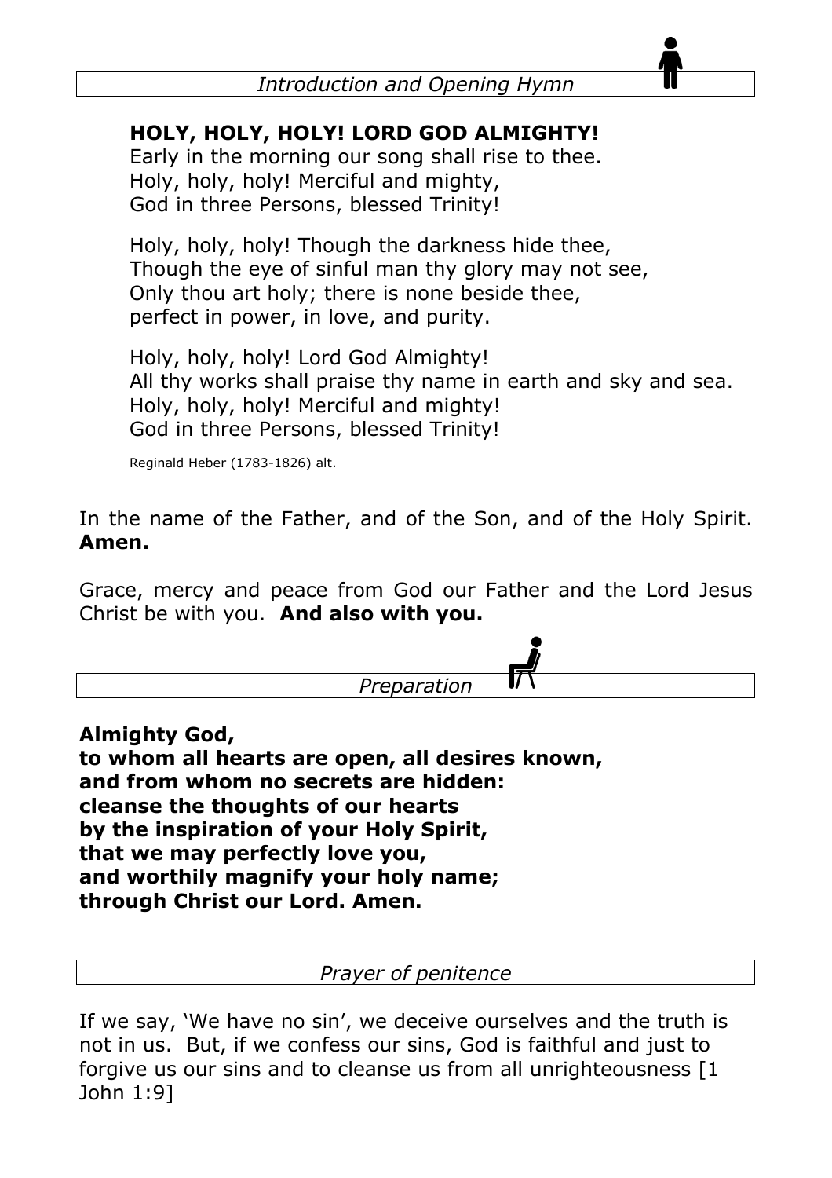*Introduction and Opening Hymn*

**HOLY, HOLY, HOLY! LORD GOD ALMIGHTY!**
Early in the morning our song shall rise to thee.
Holy, holy, holy! Merciful and mighty,
God in three Persons, blessed Trinity!

Holy, holy, holy! Though the darkness hide thee,
Though the eye of sinful man thy glory may not see,
Only thou art holy; there is none beside thee,
perfect in power, in love, and purity.

Holy, holy, holy! Lord God Almighty!
All thy works shall praise thy name in earth and sky and sea.
Holy, holy, holy! Merciful and mighty!
God in three Persons, blessed Trinity!

Reginald Heber (1783-1826) alt.

In the name of the Father, and of the Son, and of the Holy Spirit. **Amen.**

Grace, mercy and peace from God our Father and the Lord Jesus Christ be with you. **And also with you.**

*Preparation*

**Almighty God,**
**to whom all hearts are open, all desires known,**
**and from whom no secrets are hidden:**
**cleanse the thoughts of our hearts**
**by the inspiration of your Holy Spirit,**
**that we may perfectly love you,**
**and worthily magnify your holy name;**
**through Christ our Lord. Amen.**

*Prayer of penitence*

If we say, 'We have no sin', we deceive ourselves and the truth is not in us. But, if we confess our sins, God is faithful and just to forgive us our sins and to cleanse us from all unrighteousness [1 John 1:9]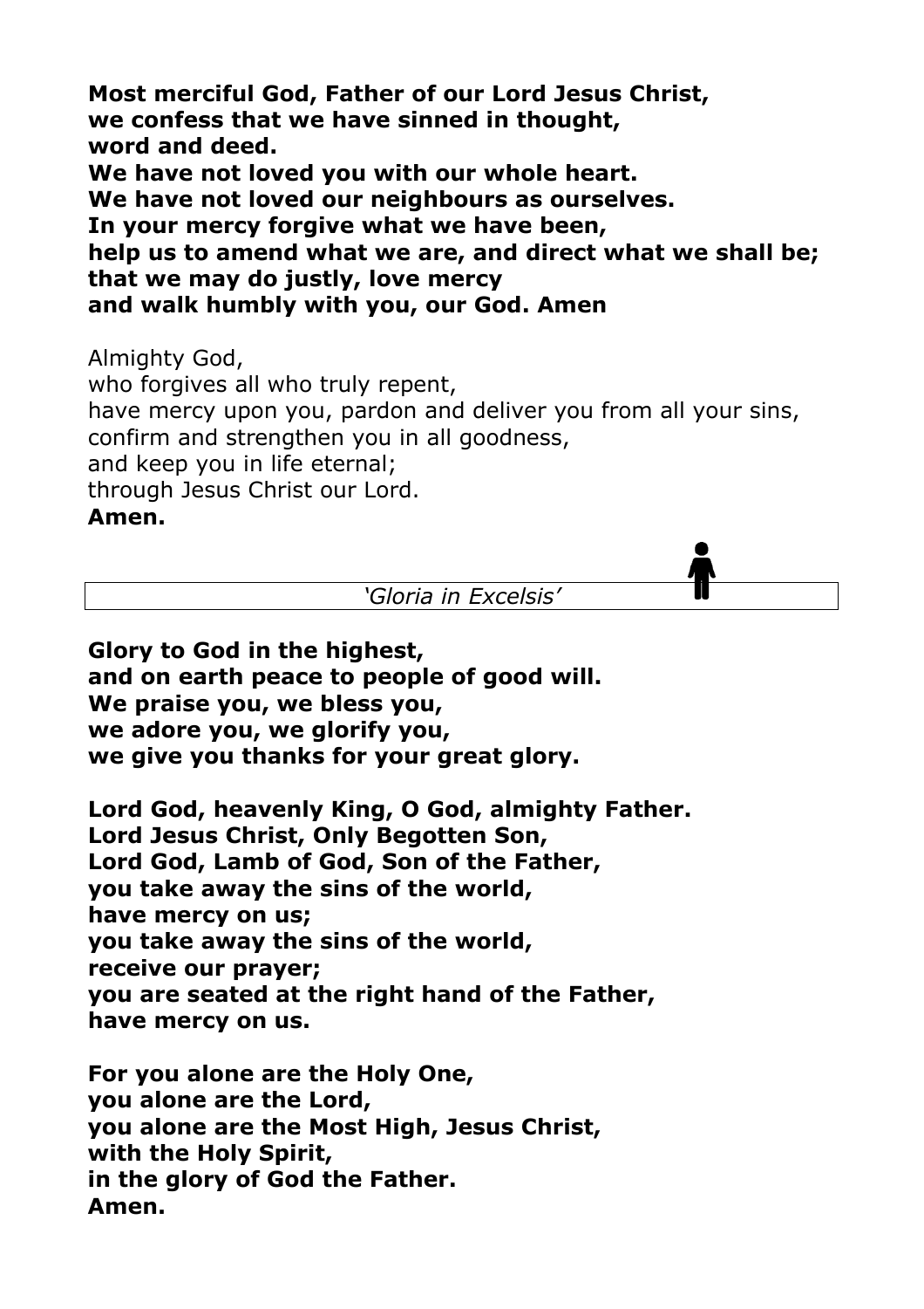**Most merciful God, Father of our Lord Jesus Christ,**
**we confess that we have sinned in thought,**
**word and deed.**
**We have not loved you with our whole heart.**
**We have not loved our neighbours as ourselves.**
**In your mercy forgive what we have been,**
**help us to amend what we are, and direct what we shall be;**
**that we may do justly, love mercy**
**and walk humbly with you, our God. Amen**

Almighty God,
who forgives all who truly repent,
have mercy upon you, pardon and deliver you from all your sins,
confirm and strengthen you in all goodness,
and keep you in life eternal;
through Jesus Christ our Lord.
**Amen.**

*'Gloria in Excelsis'*

**Glory to God in the highest,**
**and on earth peace to people of good will.**
**We praise you, we bless you,**
**we adore you, we glorify you,**
**we give you thanks for your great glory.**

**Lord God, heavenly King, O God, almighty Father.**
**Lord Jesus Christ, Only Begotten Son,**
**Lord God, Lamb of God, Son of the Father,**
**you take away the sins of the world,**
**have mercy on us;**
**you take away the sins of the world,**
**receive our prayer;**
**you are seated at the right hand of the Father,**
**have mercy on us.**

**For you alone are the Holy One,**
**you alone are the Lord,**
**you alone are the Most High, Jesus Christ,**
**with the Holy Spirit,**
**in the glory of God the Father.**
**Amen.**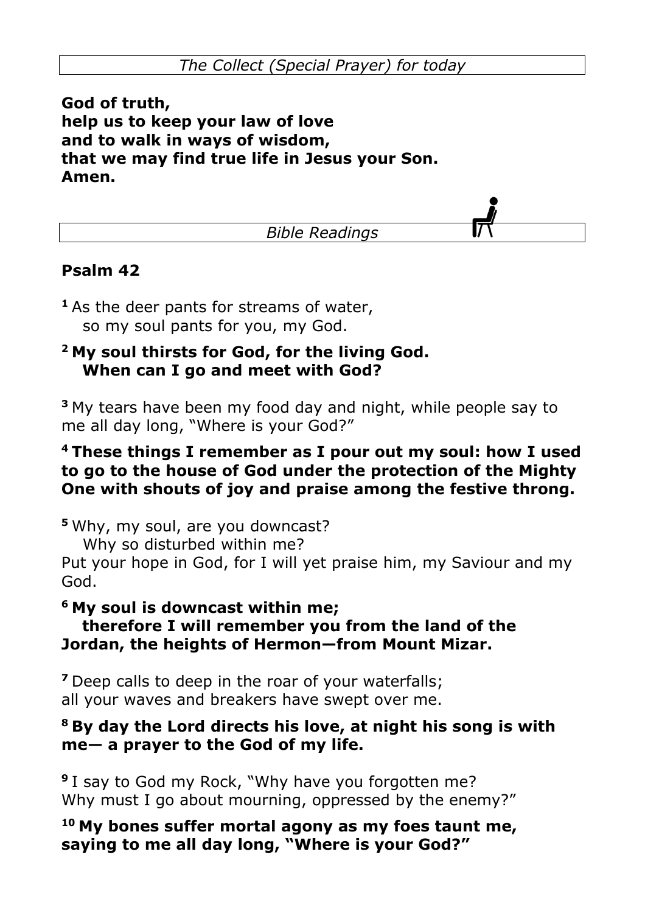*The Collect (Special Prayer) for today*

**God of truth,**
**help us to keep your law of love**
**and to walk in ways of wisdom,**
**that we may find true life in Jesus your Son.**
**Amen.**

*Bible Readings*

## Psalm 42

[1] As the deer pants for streams of water,
so my soul pants for you, my God.

**[2] My soul thirsts for God, for the living God.**
**When can I go and meet with God?**

[3] My tears have been my food day and night, while people say to me all day long, "Where is your God?"

**[4] These things I remember as I pour out my soul: how I used to go to the house of God under the protection of the Mighty One with shouts of joy and praise among the festive throng.**

[5] Why, my soul, are you downcast?
Why so disturbed within me?
Put your hope in God, for I will yet praise him, my Saviour and my God.

**[6] My soul is downcast within me;**
**therefore I will remember you from the land of the Jordan, the heights of Hermon—from Mount Mizar.**

[7] Deep calls to deep in the roar of your waterfalls;
all your waves and breakers have swept over me.

**[8] By day the Lord directs his love, at night his song is with me— a prayer to the God of my life.**

[9] I say to God my Rock, "Why have you forgotten me?
Why must I go about mourning, oppressed by the enemy?"

**[10] My bones suffer mortal agony as my foes taunt me, saying to me all day long, "Where is your God?"**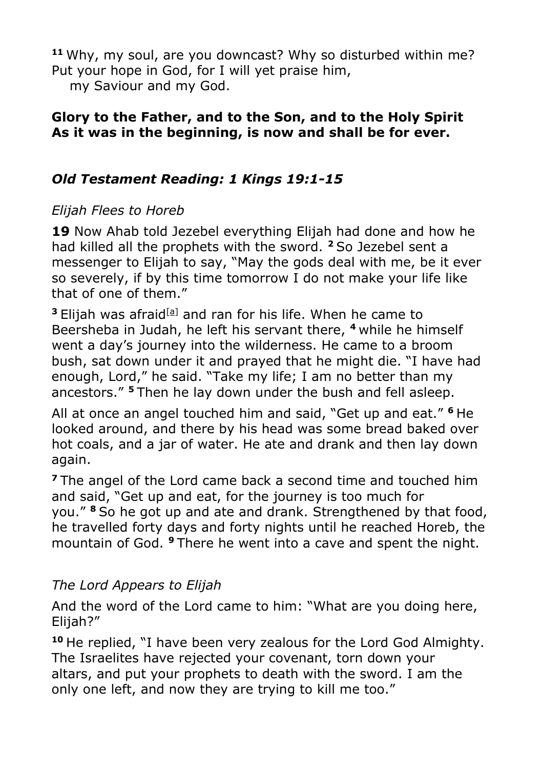[11] Why, my soul, are you downcast? Why so disturbed within me?
Put your hope in God, for I will yet praise him,
my Saviour and my God.

**Glory to the Father, and to the Son, and to the Holy Spirit**
**As it was in the beginning, is now and shall be for ever.**

### *Old Testament Reading: 1 Kings 19:1-15*

*Elijah Flees to Horeb*

**19** Now Ahab told Jezebel everything Elijah had done and how he had killed all the prophets with the sword. [2] So Jezebel sent a messenger to Elijah to say, "May the gods deal with me, be it ever so severely, if by this time tomorrow I do not make your life like that of one of them."

[3] Elijah was afraid[a] and ran for his life. When he came to Beersheba in Judah, he left his servant there, [4] while he himself went a day's journey into the wilderness. He came to a broom bush, sat down under it and prayed that he might die. "I have had enough, Lord," he said. "Take my life; I am no better than my ancestors." [5] Then he lay down under the bush and fell asleep.

All at once an angel touched him and said, "Get up and eat." [6] He looked around, and there by his head was some bread baked over hot coals, and a jar of water. He ate and drank and then lay down again.

[7] The angel of the Lord came back a second time and touched him and said, "Get up and eat, for the journey is too much for you." [8] So he got up and ate and drank. Strengthened by that food, he travelled forty days and forty nights until he reached Horeb, the mountain of God. [9] There he went into a cave and spent the night.

*The Lord Appears to Elijah*

And the word of the Lord came to him: "What are you doing here, Elijah?"

[10] He replied, "I have been very zealous for the Lord God Almighty. The Israelites have rejected your covenant, torn down your altars, and put your prophets to death with the sword. I am the only one left, and now they are trying to kill me too."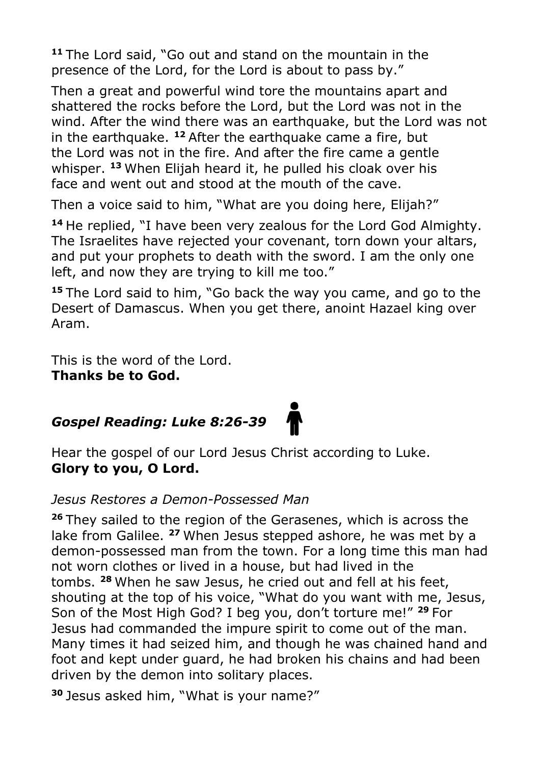[11] The Lord said, "Go out and stand on the mountain in the presence of the Lord, for the Lord is about to pass by."

Then a great and powerful wind tore the mountains apart and shattered the rocks before the Lord, but the Lord was not in the wind. After the wind there was an earthquake, but the Lord was not in the earthquake. [12] After the earthquake came a fire, but the Lord was not in the fire. And after the fire came a gentle whisper. [13] When Elijah heard it, he pulled his cloak over his face and went out and stood at the mouth of the cave.

Then a voice said to him, "What are you doing here, Elijah?"

[14] He replied, "I have been very zealous for the Lord God Almighty. The Israelites have rejected your covenant, torn down your altars, and put your prophets to death with the sword. I am the only one left, and now they are trying to kill me too."

[15] The Lord said to him, "Go back the way you came, and go to the Desert of Damascus. When you get there, anoint Hazael king over Aram.

This is the word of the Lord.
**Thanks be to God.**

## *Gospel Reading: Luke 8:26-39*

Hear the gospel of our Lord Jesus Christ according to Luke.
**Glory to you, O Lord.**

*Jesus Restores a Demon-Possessed Man*

[26] They sailed to the region of the Gerasenes, which is across the lake from Galilee. [27] When Jesus stepped ashore, he was met by a demon-possessed man from the town. For a long time this man had not worn clothes or lived in a house, but had lived in the tombs. [28] When he saw Jesus, he cried out and fell at his feet, shouting at the top of his voice, "What do you want with me, Jesus, Son of the Most High God? I beg you, don't torture me!" [29] For Jesus had commanded the impure spirit to come out of the man. Many times it had seized him, and though he was chained hand and foot and kept under guard, he had broken his chains and had been driven by the demon into solitary places.

[30] Jesus asked him, "What is your name?"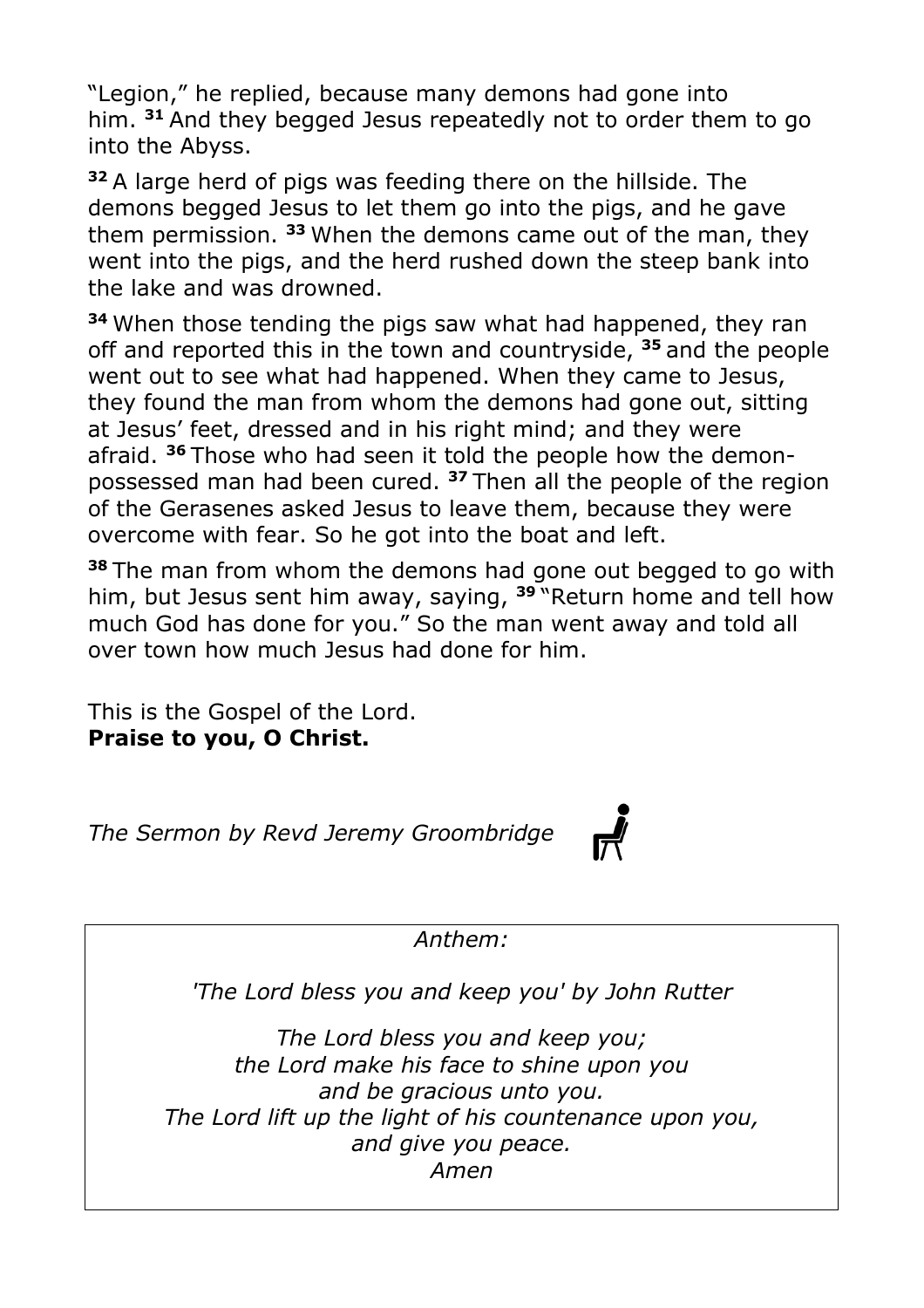"Legion," he replied, because many demons had gone into him. [31] And they begged Jesus repeatedly not to order them to go into the Abyss.

[32] A large herd of pigs was feeding there on the hillside. The demons begged Jesus to let them go into the pigs, and he gave them permission. [33] When the demons came out of the man, they went into the pigs, and the herd rushed down the steep bank into the lake and was drowned.

[34] When those tending the pigs saw what had happened, they ran off and reported this in the town and countryside, [35] and the people went out to see what had happened. When they came to Jesus, they found the man from whom the demons had gone out, sitting at Jesus' feet, dressed and in his right mind; and they were afraid. [36] Those who had seen it told the people how the demon-possessed man had been cured. [37] Then all the people of the region of the Gerasenes asked Jesus to leave them, because they were overcome with fear. So he got into the boat and left.

[38] The man from whom the demons had gone out begged to go with him, but Jesus sent him away, saying, [39] "Return home and tell how much God has done for you." So the man went away and told all over town how much Jesus had done for him.

This is the Gospel of the Lord.
**Praise to you, O Christ.**

*The Sermon by Revd Jeremy Groombridge*

*Anthem:*

*'The Lord bless you and keep you' by John Rutter*

*The Lord bless you and keep you;*
*the Lord make his face to shine upon you*
*and be gracious unto you.*
*The Lord lift up the light of his countenance upon you,*
*and give you peace.*
*Amen*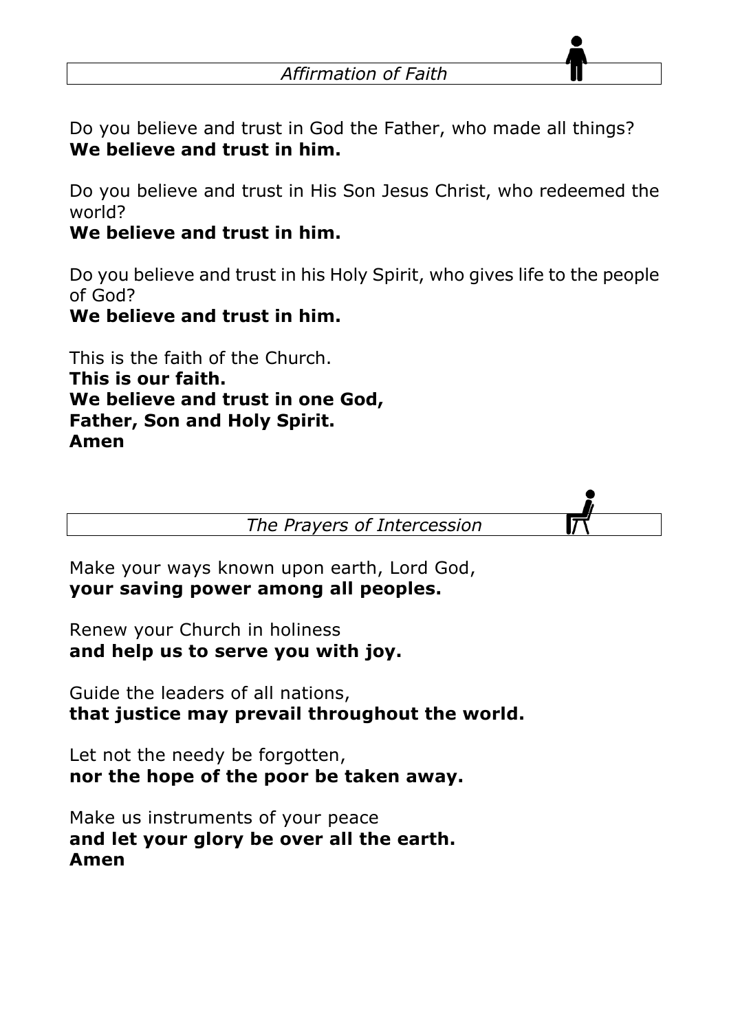## *Affirmation of Faith*

Do you believe and trust in God the Father, who made all things?
**We believe and trust in him.**

Do you believe and trust in His Son Jesus Christ, who redeemed the world?
**We believe and trust in him.**

Do you believe and trust in his Holy Spirit, who gives life to the people of God?
**We believe and trust in him.**

This is the faith of the Church.
**This is our faith.**
**We believe and trust in one God,**
**Father, Son and Holy Spirit.**
**Amen**

## *The Prayers of Intercession*

Make your ways known upon earth, Lord God,
**your saving power among all peoples.**

Renew your Church in holiness
**and help us to serve you with joy.**

Guide the leaders of all nations,
**that justice may prevail throughout the world.**

Let not the needy be forgotten,
**nor the hope of the poor be taken away.**

Make us instruments of your peace
**and let your glory be over all the earth.**
**Amen**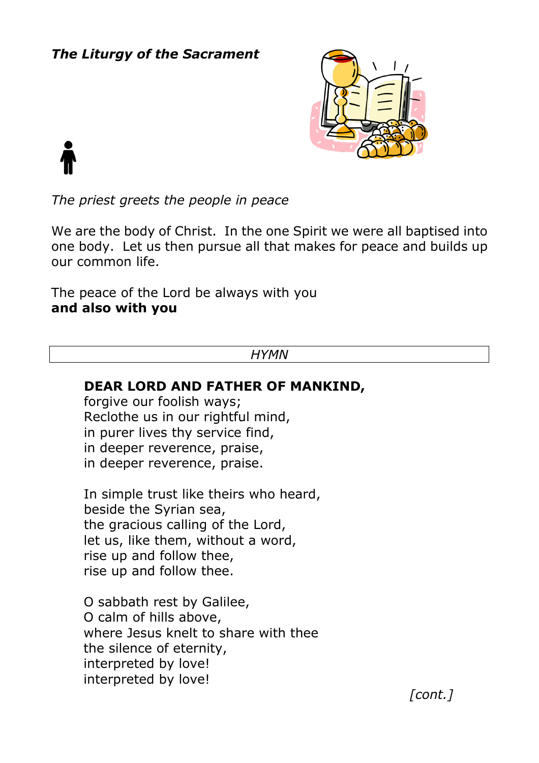***The Liturgy of the Sacrament***

*The priest greets the people in peace*

We are the body of Christ. In the one Spirit we were all baptised into one body. Let us then pursue all that makes for peace and builds up our common life.

The peace of the Lord be always with you
**and also with you**

*HYMN*

**DEAR LORD AND FATHER OF MANKIND,**
forgive our foolish ways;
Reclothe us in our rightful mind,
in purer lives thy service find,
in deeper reverence, praise,
in deeper reverence, praise.

In simple trust like theirs who heard,
beside the Syrian sea,
the gracious calling of the Lord,
let us, like them, without a word,
rise up and follow thee,
rise up and follow thee.

O sabbath rest by Galilee,
O calm of hills above,
where Jesus knelt to share with thee
the silence of eternity,
interpreted by love!
interpreted by love!

*[cont.]*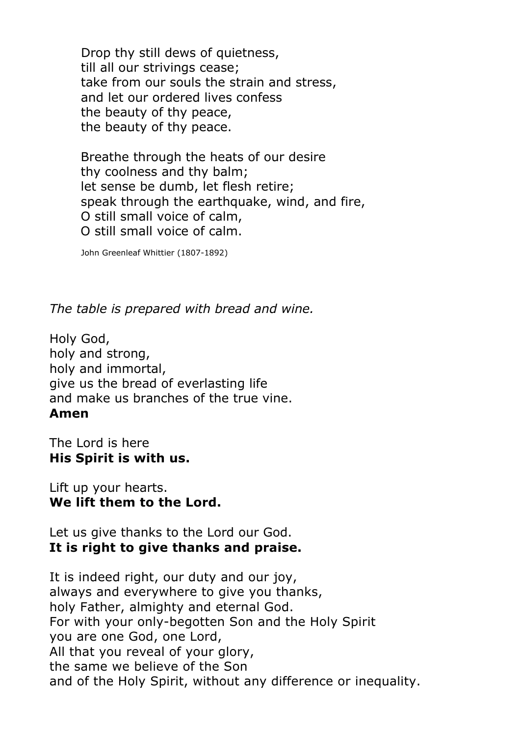Drop thy still dews of quietness,
till all our strivings cease;
take from our souls the strain and stress,
and let our ordered lives confess
the beauty of thy peace,
the beauty of thy peace.

Breathe through the heats of our desire
thy coolness and thy balm;
let sense be dumb, let flesh retire;
speak through the earthquake, wind, and fire,
O still small voice of calm,
O still small voice of calm.

John Greenleaf Whittier (1807-1892)

*The table is prepared with bread and wine.*

Holy God,
holy and strong,
holy and immortal,
give us the bread of everlasting life
and make us branches of the true vine.
**Amen**

The Lord is here
**His Spirit is with us.**

Lift up your hearts.
**We lift them to the Lord.**

Let us give thanks to the Lord our God.
**It is right to give thanks and praise.**

It is indeed right, our duty and our joy,
always and everywhere to give you thanks,
holy Father, almighty and eternal God.
For with your only-begotten Son and the Holy Spirit
you are one God, one Lord,
All that you reveal of your glory,
the same we believe of the Son
and of the Holy Spirit, without any difference or inequality.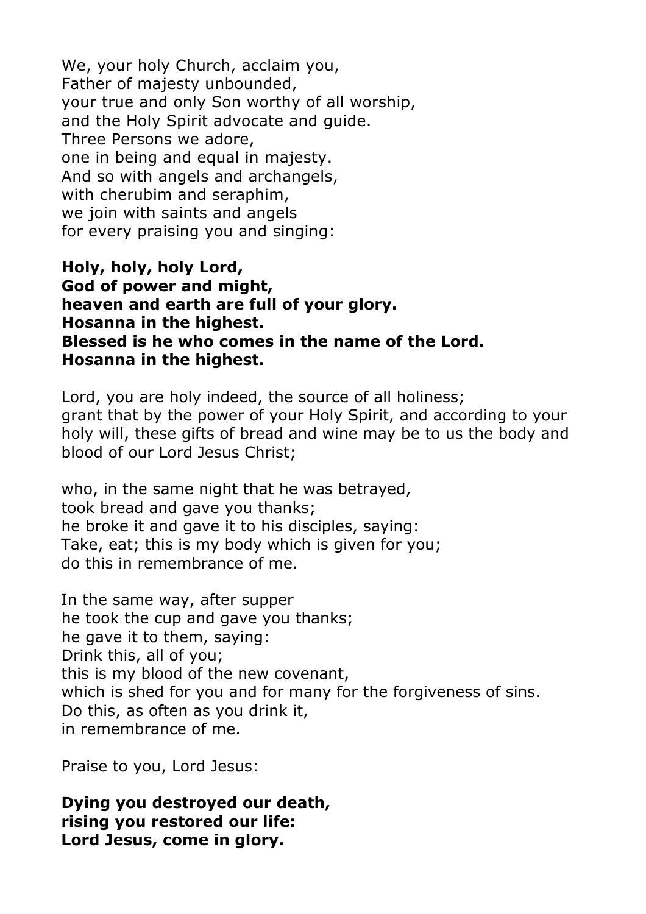We, your holy Church, acclaim you,
Father of majesty unbounded,
your true and only Son worthy of all worship,
and the Holy Spirit advocate and guide.
Three Persons we adore,
one in being and equal in majesty.
And so with angels and archangels,
with cherubim and seraphim,
we join with saints and angels
for every praising you and singing:

**Holy, holy, holy Lord,**
**God of power and might,**
**heaven and earth are full of your glory.**
**Hosanna in the highest.**
**Blessed is he who comes in the name of the Lord.**
**Hosanna in the highest.**

Lord, you are holy indeed, the source of all holiness; grant that by the power of your Holy Spirit, and according to your holy will, these gifts of bread and wine may be to us the body and blood of our Lord Jesus Christ;

who, in the same night that he was betrayed,
took bread and gave you thanks;
he broke it and gave it to his disciples, saying:
Take, eat; this is my body which is given for you;
do this in remembrance of me.

In the same way, after supper
he took the cup and gave you thanks;
he gave it to them, saying:
Drink this, all of you;
this is my blood of the new covenant,
which is shed for you and for many for the forgiveness of sins.
Do this, as often as you drink it,
in remembrance of me.

Praise to you, Lord Jesus:

**Dying you destroyed our death,**
**rising you restored our life:**
**Lord Jesus, come in glory.**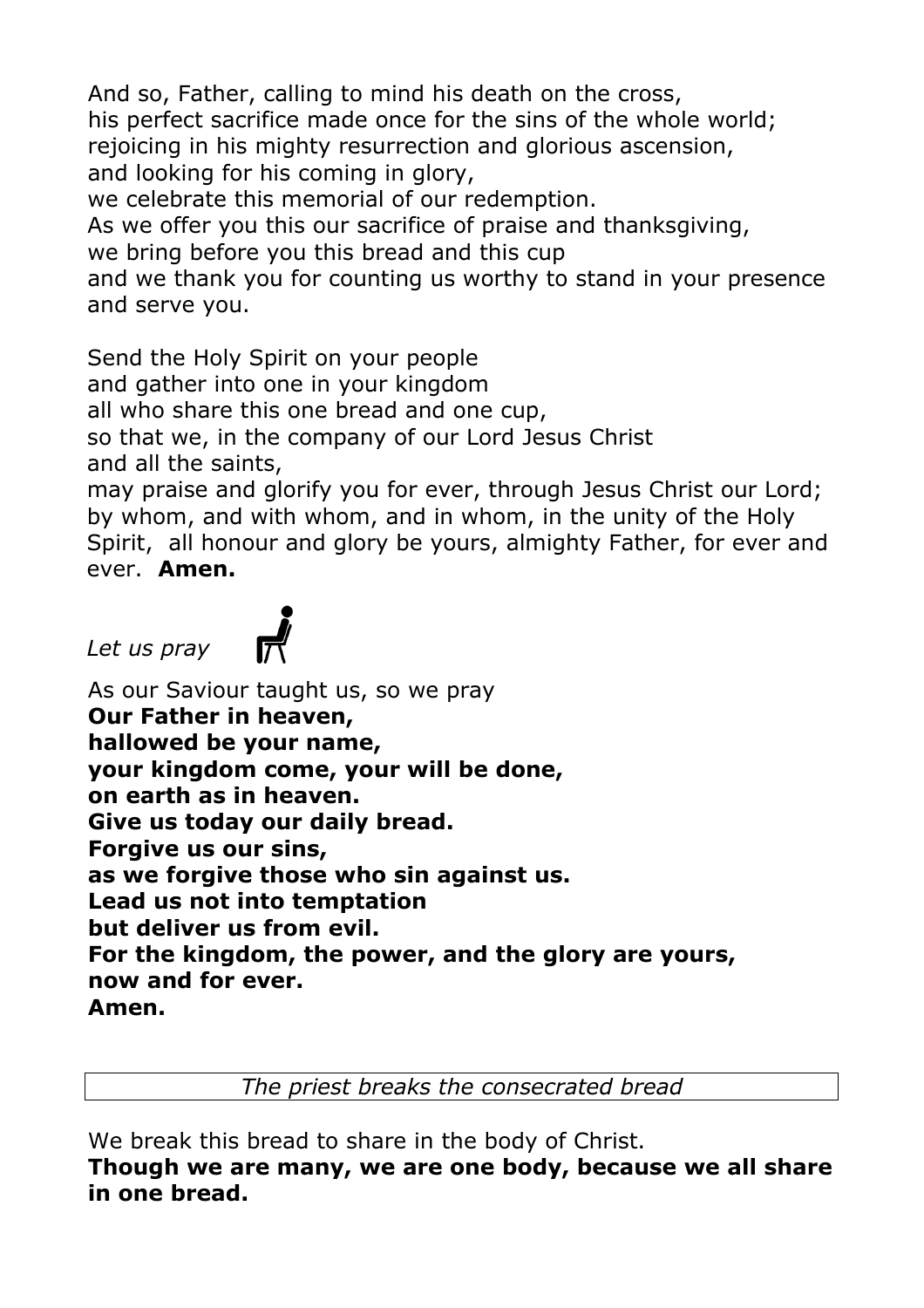And so, Father, calling to mind his death on the cross,
his perfect sacrifice made once for the sins of the whole world;
rejoicing in his mighty resurrection and glorious ascension,
and looking for his coming in glory,
we celebrate this memorial of our redemption.
As we offer you this our sacrifice of praise and thanksgiving,
we bring before you this bread and this cup
and we thank you for counting us worthy to stand in your presence and serve you.

Send the Holy Spirit on your people
and gather into one in your kingdom
all who share this one bread and one cup,
so that we, in the company of our Lord Jesus Christ
and all the saints,
may praise and glorify you for ever, through Jesus Christ our Lord;
by whom, and with whom, and in whom, in the unity of the Holy Spirit, all honour and glory be yours, almighty Father, for ever and ever. **Amen.**

*Let us pray*

As our Saviour taught us, so we pray
**Our Father in heaven,**
**hallowed be your name,**
**your kingdom come, your will be done,**
**on earth as in heaven.**
**Give us today our daily bread.**
**Forgive us our sins,**
**as we forgive those who sin against us.**
**Lead us not into temptation**
**but deliver us from evil.**
**For the kingdom, the power, and the glory are yours,**
**now and for ever.**
**Amen.**

*The priest breaks the consecrated bread*

We break this bread to share in the body of Christ.
**Though we are many, we are one body, because we all share in one bread.**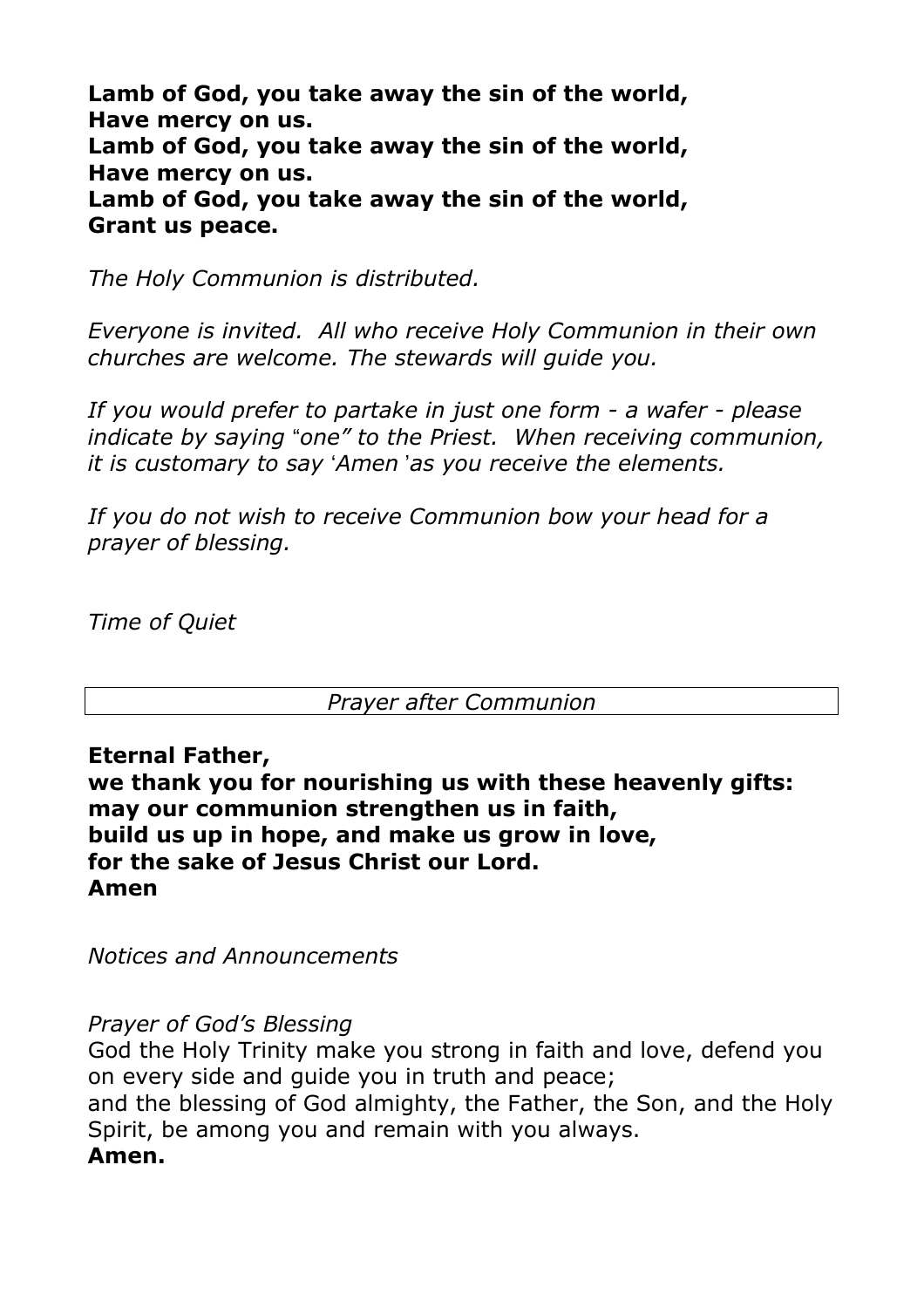**Lamb of God, you take away the sin of the world,**
**Have mercy on us.**
**Lamb of God, you take away the sin of the world,**
**Have mercy on us.**
**Lamb of God, you take away the sin of the world,**
**Grant us peace.**

*The Holy Communion is distributed.*

*Everyone is invited. All who receive Holy Communion in their own churches are welcome. The stewards will guide you.*

*If you would prefer to partake in just one form - a wafer - please indicate by saying "one" to the Priest. When receiving communion, it is customary to say 'Amen' as you receive the elements.*

*If you do not wish to receive Communion bow your head for a prayer of blessing.*

*Time of Quiet*

*Prayer after Communion*

**Eternal Father,**
**we thank you for nourishing us with these heavenly gifts:**
**may our communion strengthen us in faith,**
**build us up in hope, and make us grow in love,**
**for the sake of Jesus Christ our Lord.**
**Amen**

*Notices and Announcements*

*Prayer of God's Blessing*

God the Holy Trinity make you strong in faith and love, defend you on every side and guide you in truth and peace;
and the blessing of God almighty, the Father, the Son, and the Holy Spirit, be among you and remain with you always.
**Amen.**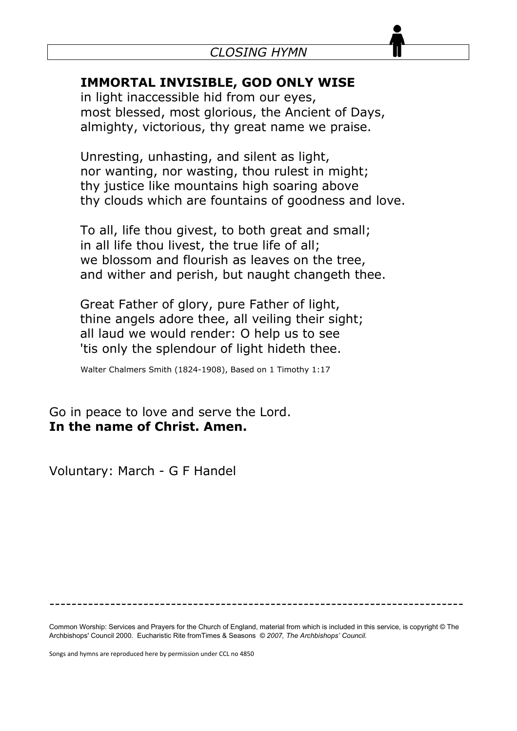## *CLOSING HYMN*

**IMMORTAL INVISIBLE, GOD ONLY WISE**
in light inaccessible hid from our eyes,
most blessed, most glorious, the Ancient of Days,
almighty, victorious, thy great name we praise.

Unresting, unhasting, and silent as light,
nor wanting, nor wasting, thou rulest in might;
thy justice like mountains high soaring above
thy clouds which are fountains of goodness and love.

To all, life thou givest, to both great and small;
in all life thou livest, the true life of all;
we blossom and flourish as leaves on the tree,
and wither and perish, but naught changeth thee.

Great Father of glory, pure Father of light,
thine angels adore thee, all veiling their sight;
all laud we would render: O help us to see
'tis only the splendour of light hideth thee.

Walter Chalmers Smith (1824-1908), Based on 1 Timothy 1:17

Go in peace to love and serve the Lord.
**In the name of Christ. Amen.**

Voluntary: March - G F Handel

---

Common Worship: Services and Prayers for the Church of England, material from which is included in this service, is copyright © The Archbishops' Council 2000. Eucharistic Rite fromTimes & Seasons *© 2007, The Archbishops' Council.*

Songs and hymns are reproduced here by permission under CCL no 4850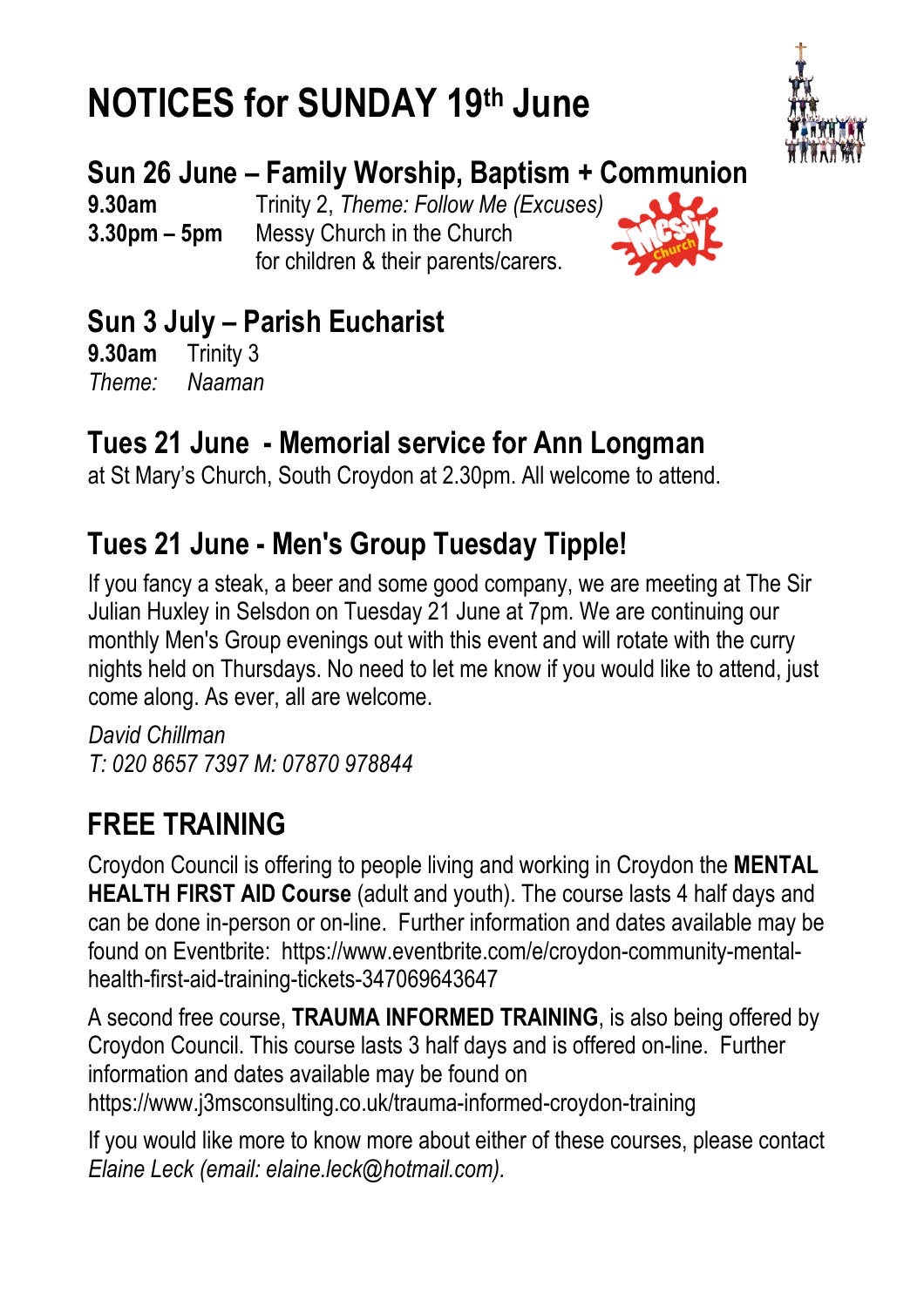# NOTICES for SUNDAY 19th June

## Sun 26 June – Family Worship, Baptism + Communion

**9.30am** Trinity 2, *Theme: Follow Me (Excuses)*
**3.30pm – 5pm** Messy Church in the Church
for children & their parents/carers.

## Sun 3 July – Parish Eucharist

**9.30am** Trinity 3
*Theme: Naaman*

## Tues 21 June - Memorial service for Ann Longman

at St Mary's Church, South Croydon at 2.30pm. All welcome to attend.

## Tues 21 June - Men's Group Tuesday Tipple!

If you fancy a steak, a beer and some good company, we are meeting at The Sir Julian Huxley in Selsdon on Tuesday 21 June at 7pm. We are continuing our monthly Men's Group evenings out with this event and will rotate with the curry nights held on Thursdays. No need to let me know if you would like to attend, just come along. As ever, all are welcome.

*David Chillman*
*T: 020 8657 7397 M: 07870 978844*

## FREE TRAINING

Croydon Council is offering to people living and working in Croydon the **MENTAL HEALTH FIRST AID Course** (adult and youth). The course lasts 4 half days and can be done in-person or on-line. Further information and dates available may be found on Eventbrite: https://www.eventbrite.com/e/croydon-community-mental-health-first-aid-training-tickets-347069643647

A second free course, **TRAUMA INFORMED TRAINING**, is also being offered by Croydon Council. This course lasts 3 half days and is offered on-line. Further information and dates available may be found on https://www.j3msconsulting.co.uk/trauma-informed-croydon-training

If you would like more to know more about either of these courses, please contact *Elaine Leck (email: elaine.leck@hotmail.com).*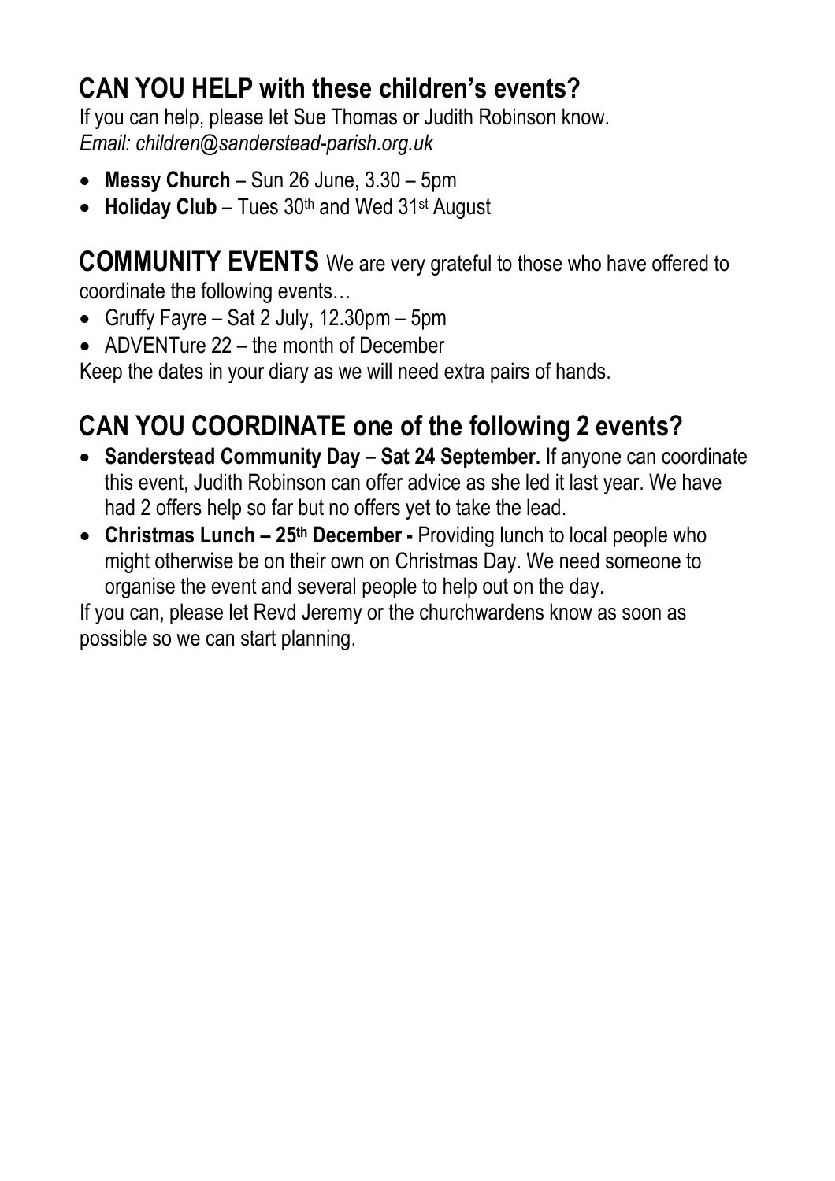## CAN YOU HELP with these children's events?

If you can help, please let Sue Thomas or Judith Robinson know.
*Email: children@sanderstead-parish.org.uk*

- **Messy Church** – Sun 26 June, 3.30 – 5pm
- **Holiday Club** – Tues 30th and Wed 31st August

**COMMUNITY EVENTS** We are very grateful to those who have offered to coordinate the following events…

- Gruffy Fayre – Sat 2 July, 12.30pm – 5pm
- ADVENTure 22 – the month of December

Keep the dates in your diary as we will need extra pairs of hands.

## CAN YOU COORDINATE one of the following 2 events?

- **Sanderstead Community Day** – **Sat 24 September.** If anyone can coordinate this event, Judith Robinson can offer advice as she led it last year. We have had 2 offers help so far but no offers yet to take the lead.
- **Christmas Lunch – 25th December -** Providing lunch to local people who might otherwise be on their own on Christmas Day. We need someone to organise the event and several people to help out on the day.

If you can, please let Revd Jeremy or the churchwardens know as soon as possible so we can start planning.